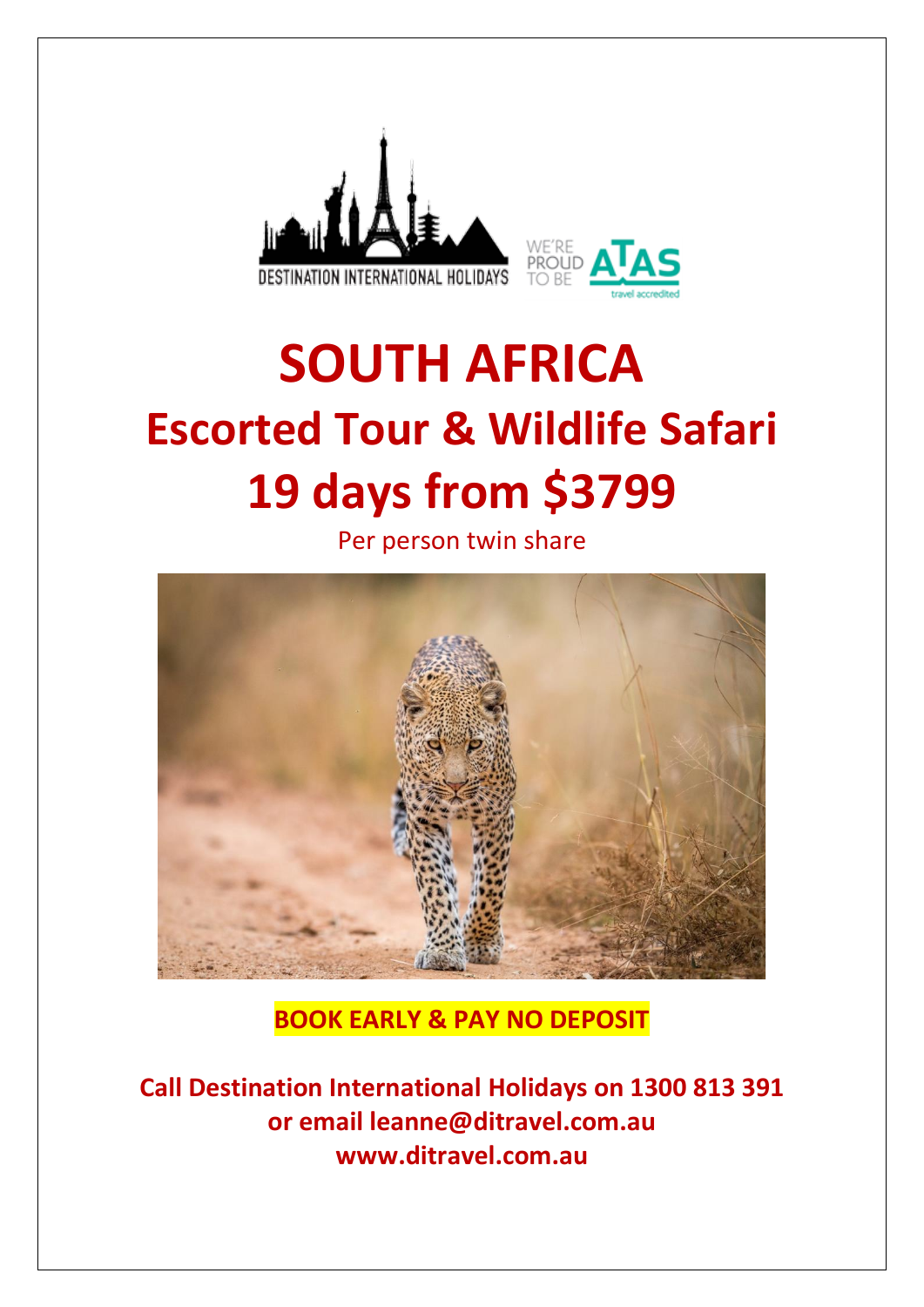# SOUTH AFRICA

## Escorted Tour & Wildlife Safari

## 19 days from $3799

Per person twin share

**BOOK EARLY & PAY NO DEPOSIT**

**Call Destination International Holidays on 1300 813 391**
**or email leanne@ditravel.com.au**
**www.ditravel.com.au**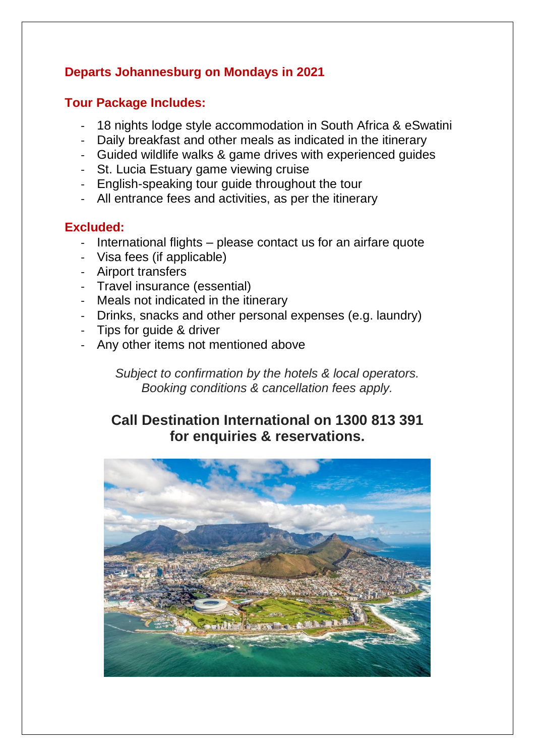## Departs Johannesburg on Mondays in 2021

## Tour Package Includes:

- 18 nights lodge style accommodation in South Africa & eSwatini
- Daily breakfast and other meals as indicated in the itinerary
- Guided wildlife walks & game drives with experienced guides
- St. Lucia Estuary game viewing cruise
- English-speaking tour guide throughout the tour
- All entrance fees and activities, as per the itinerary

## Excluded:

- International flights – please contact us for an airfare quote
- Visa fees (if applicable)
- Airport transfers
- Travel insurance (essential)
- Meals not indicated in the itinerary
- Drinks, snacks and other personal expenses (e.g. laundry)
- Tips for guide & driver
- Any other items not mentioned above

*Subject to confirmation by the hotels & local operators.*
*Booking conditions & cancellation fees apply.*

**Call Destination International on 1300 813 391 for enquiries & reservations.**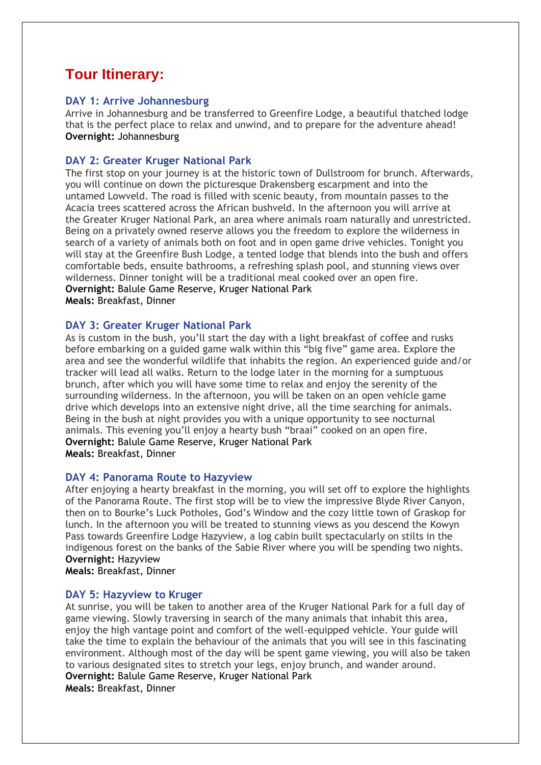# Tour Itinerary:

## DAY 1: Arrive Johannesburg

Arrive in Johannesburg and be transferred to Greenfire Lodge, a beautiful thatched lodge that is the perfect place to relax and unwind, and to prepare for the adventure ahead!
**Overnight:** Johannesburg

## DAY 2: Greater Kruger National Park

The first stop on your journey is at the historic town of Dullstroom for brunch. Afterwards, you will continue on down the picturesque Drakensberg escarpment and into the untamed Lowveld. The road is filled with scenic beauty, from mountain passes to the Acacia trees scattered across the African bushveld. In the afternoon you will arrive at the Greater Kruger National Park, an area where animals roam naturally and unrestricted. Being on a privately owned reserve allows you the freedom to explore the wilderness in search of a variety of animals both on foot and in open game drive vehicles. Tonight you will stay at the Greenfire Bush Lodge, a tented lodge that blends into the bush and offers comfortable beds, ensuite bathrooms, a refreshing splash pool, and stunning views over wilderness. Dinner tonight will be a traditional meal cooked over an open fire.
**Overnight:** Balule Game Reserve, Kruger National Park
**Meals:** Breakfast, Dinner

## DAY 3: Greater Kruger National Park

As is custom in the bush, you'll start the day with a light breakfast of coffee and rusks before embarking on a guided game walk within this "big five" game area. Explore the area and see the wonderful wildlife that inhabits the region. An experienced guide and/or tracker will lead all walks. Return to the lodge later in the morning for a sumptuous brunch, after which you will have some time to relax and enjoy the serenity of the surrounding wilderness. In the afternoon, you will be taken on an open vehicle game drive which develops into an extensive night drive, all the time searching for animals. Being in the bush at night provides you with a unique opportunity to see nocturnal animals. This evening you'll enjoy a hearty bush "braai" cooked on an open fire.
**Overnight:** Balule Game Reserve, Kruger National Park
**Meals:** Breakfast, Dinner

## DAY 4: Panorama Route to Hazyview

After enjoying a hearty breakfast in the morning, you will set off to explore the highlights of the Panorama Route. The first stop will be to view the impressive Blyde River Canyon, then on to Bourke's Luck Potholes, God's Window and the cozy little town of Graskop for lunch. In the afternoon you will be treated to stunning views as you descend the Kowyn Pass towards Greenfire Lodge Hazyview, a log cabin built spectacularly on stilts in the indigenous forest on the banks of the Sabie River where you will be spending two nights.
**Overnight:** Hazyview
**Meals:** Breakfast, Dinner

## DAY 5: Hazyview to Kruger

At sunrise, you will be taken to another area of the Kruger National Park for a full day of game viewing. Slowly traversing in search of the many animals that inhabit this area, enjoy the high vantage point and comfort of the well-equipped vehicle. Your guide will take the time to explain the behaviour of the animals that you will see in this fascinating environment. Although most of the day will be spent game viewing, you will also be taken to various designated sites to stretch your legs, enjoy brunch, and wander around.
**Overnight:** Balule Game Reserve, Kruger National Park
**Meals:** Breakfast, Dinner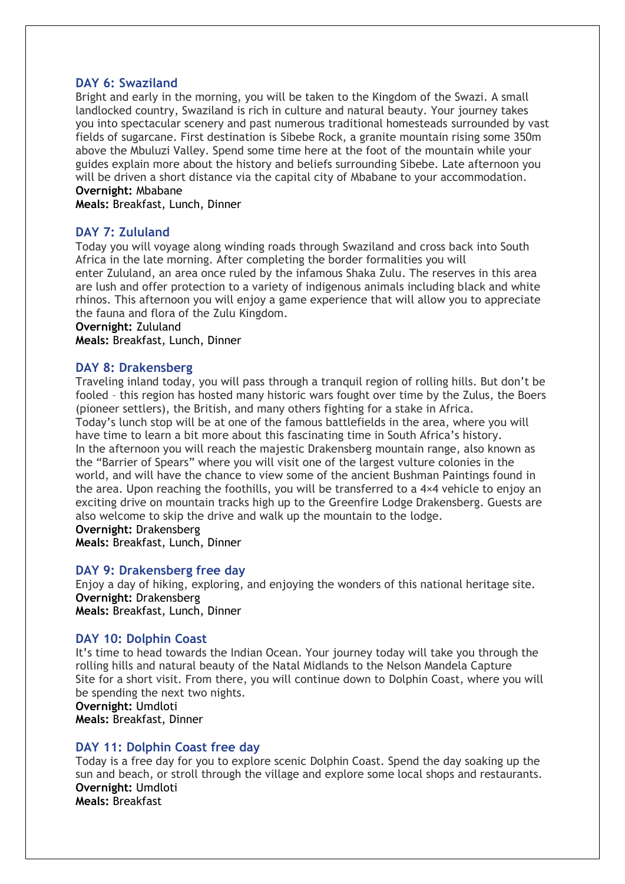## DAY 6: Swaziland

Bright and early in the morning, you will be taken to the Kingdom of the Swazi. A small landlocked country, Swaziland is rich in culture and natural beauty. Your journey takes you into spectacular scenery and past numerous traditional homesteads surrounded by vast fields of sugarcane. First destination is Sibebe Rock, a granite mountain rising some 350m above the Mbuluzi Valley. Spend some time here at the foot of the mountain while your guides explain more about the history and beliefs surrounding Sibebe. Late afternoon you will be driven a short distance via the capital city of Mbabane to your accommodation.

**Overnight:** Mbabane
**Meals:** Breakfast, Lunch, Dinner

## DAY 7: Zululand

Today you will voyage along winding roads through Swaziland and cross back into South Africa in the late morning. After completing the border formalities you will enter Zululand, an area once ruled by the infamous Shaka Zulu. The reserves in this area are lush and offer protection to a variety of indigenous animals including black and white rhinos. This afternoon you will enjoy a game experience that will allow you to appreciate the fauna and flora of the Zulu Kingdom.

**Overnight:** Zululand
**Meals:** Breakfast, Lunch, Dinner

## DAY 8: Drakensberg

Traveling inland today, you will pass through a tranquil region of rolling hills. But don't be fooled – this region has hosted many historic wars fought over time by the Zulus, the Boers (pioneer settlers), the British, and many others fighting for a stake in Africa.
Today's lunch stop will be at one of the famous battlefields in the area, where you will have time to learn a bit more about this fascinating time in South Africa's history.
In the afternoon you will reach the majestic Drakensberg mountain range, also known as the "Barrier of Spears" where you will visit one of the largest vulture colonies in the world, and will have the chance to view some of the ancient Bushman Paintings found in the area. Upon reaching the foothills, you will be transferred to a 4×4 vehicle to enjoy an exciting drive on mountain tracks high up to the Greenfire Lodge Drakensberg. Guests are also welcome to skip the drive and walk up the mountain to the lodge.

**Overnight:** Drakensberg
**Meals:** Breakfast, Lunch, Dinner

## DAY 9: Drakensberg free day

Enjoy a day of hiking, exploring, and enjoying the wonders of this national heritage site.

**Overnight:** Drakensberg
**Meals:** Breakfast, Lunch, Dinner

## DAY 10: Dolphin Coast

It's time to head towards the Indian Ocean. Your journey today will take you through the rolling hills and natural beauty of the Natal Midlands to the Nelson Mandela Capture Site for a short visit. From there, you will continue down to Dolphin Coast, where you will be spending the next two nights.

**Overnight:** Umdloti
**Meals:** Breakfast, Dinner

## DAY 11: Dolphin Coast free day

Today is a free day for you to explore scenic Dolphin Coast. Spend the day soaking up the sun and beach, or stroll through the village and explore some local shops and restaurants.

**Overnight:** Umdloti
**Meals:** Breakfast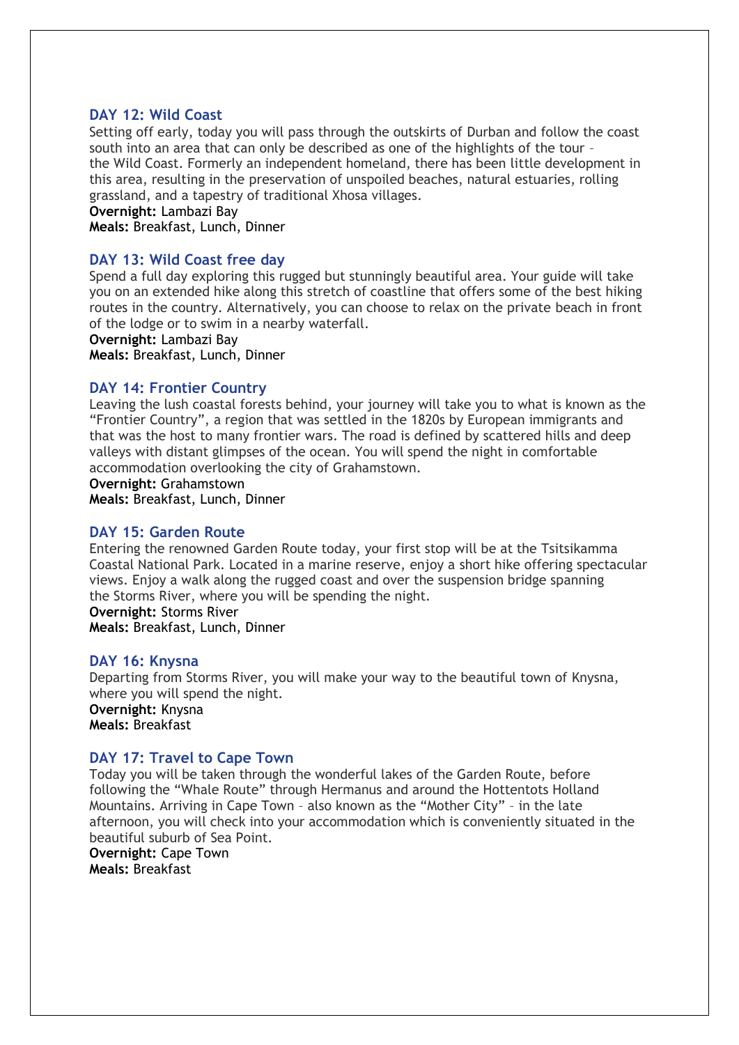## DAY 12: Wild Coast

Setting off early, today you will pass through the outskirts of Durban and follow the coast south into an area that can only be described as one of the highlights of the tour – the Wild Coast. Formerly an independent homeland, there has been little development in this area, resulting in the preservation of unspoiled beaches, natural estuaries, rolling grassland, and a tapestry of traditional Xhosa villages.

**Overnight:** Lambazi Bay
**Meals:** Breakfast, Lunch, Dinner

## DAY 13: Wild Coast free day

Spend a full day exploring this rugged but stunningly beautiful area. Your guide will take you on an extended hike along this stretch of coastline that offers some of the best hiking routes in the country. Alternatively, you can choose to relax on the private beach in front of the lodge or to swim in a nearby waterfall.

**Overnight:** Lambazi Bay
**Meals:** Breakfast, Lunch, Dinner

## DAY 14: Frontier Country

Leaving the lush coastal forests behind, your journey will take you to what is known as the "Frontier Country", a region that was settled in the 1820s by European immigrants and that was the host to many frontier wars. The road is defined by scattered hills and deep valleys with distant glimpses of the ocean. You will spend the night in comfortable accommodation overlooking the city of Grahamstown.

**Overnight:** Grahamstown
**Meals:** Breakfast, Lunch, Dinner

## DAY 15: Garden Route

Entering the renowned Garden Route today, your first stop will be at the Tsitsikamma Coastal National Park. Located in a marine reserve, enjoy a short hike offering spectacular views. Enjoy a walk along the rugged coast and over the suspension bridge spanning the Storms River, where you will be spending the night.

**Overnight:** Storms River
**Meals:** Breakfast, Lunch, Dinner

## DAY 16: Knysna

Departing from Storms River, you will make your way to the beautiful town of Knysna, where you will spend the night.

**Overnight:** Knysna
**Meals:** Breakfast

## DAY 17: Travel to Cape Town

Today you will be taken through the wonderful lakes of the Garden Route, before following the "Whale Route" through Hermanus and around the Hottentots Holland Mountains. Arriving in Cape Town – also known as the "Mother City" – in the late afternoon, you will check into your accommodation which is conveniently situated in the beautiful suburb of Sea Point.

**Overnight:** Cape Town
**Meals:** Breakfast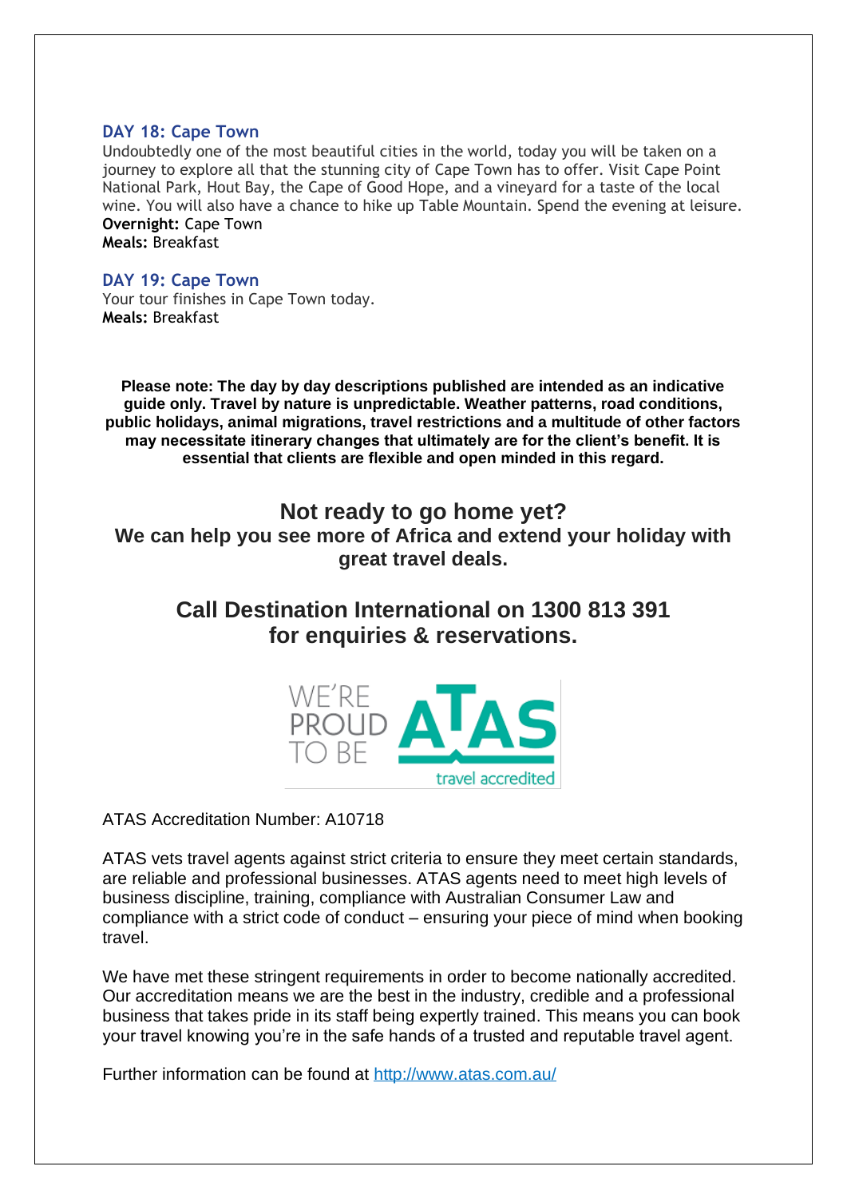### DAY 18: Cape Town

Undoubtedly one of the most beautiful cities in the world, today you will be taken on a journey to explore all that the stunning city of Cape Town has to offer. Visit Cape Point National Park, Hout Bay, the Cape of Good Hope, and a vineyard for a taste of the local wine. You will also have a chance to hike up Table Mountain. Spend the evening at leisure.
**Overnight:** Cape Town
**Meals:** Breakfast

### DAY 19: Cape Town

Your tour finishes in Cape Town today.
**Meals:** Breakfast

**Please note: The day by day descriptions published are intended as an indicative guide only. Travel by nature is unpredictable. Weather patterns, road conditions, public holidays, animal migrations, travel restrictions and a multitude of other factors may necessitate itinerary changes that ultimately are for the client's benefit. It is essential that clients are flexible and open minded in this regard.**

## Not ready to go home yet?

**We can help you see more of Africa and extend your holiday with great travel deals.**

## Call Destination International on 1300 813 391 for enquiries & reservations.

WE'RE PROUD TO BE ATAS travel accredited

ATAS Accreditation Number: A10718

ATAS vets travel agents against strict criteria to ensure they meet certain standards, are reliable and professional businesses. ATAS agents need to meet high levels of business discipline, training, compliance with Australian Consumer Law and compliance with a strict code of conduct – ensuring your piece of mind when booking travel.

We have met these stringent requirements in order to become nationally accredited. Our accreditation means we are the best in the industry, credible and a professional business that takes pride in its staff being expertly trained. This means you can book your travel knowing you're in the safe hands of a trusted and reputable travel agent.

Further information can be found at http://www.atas.com.au/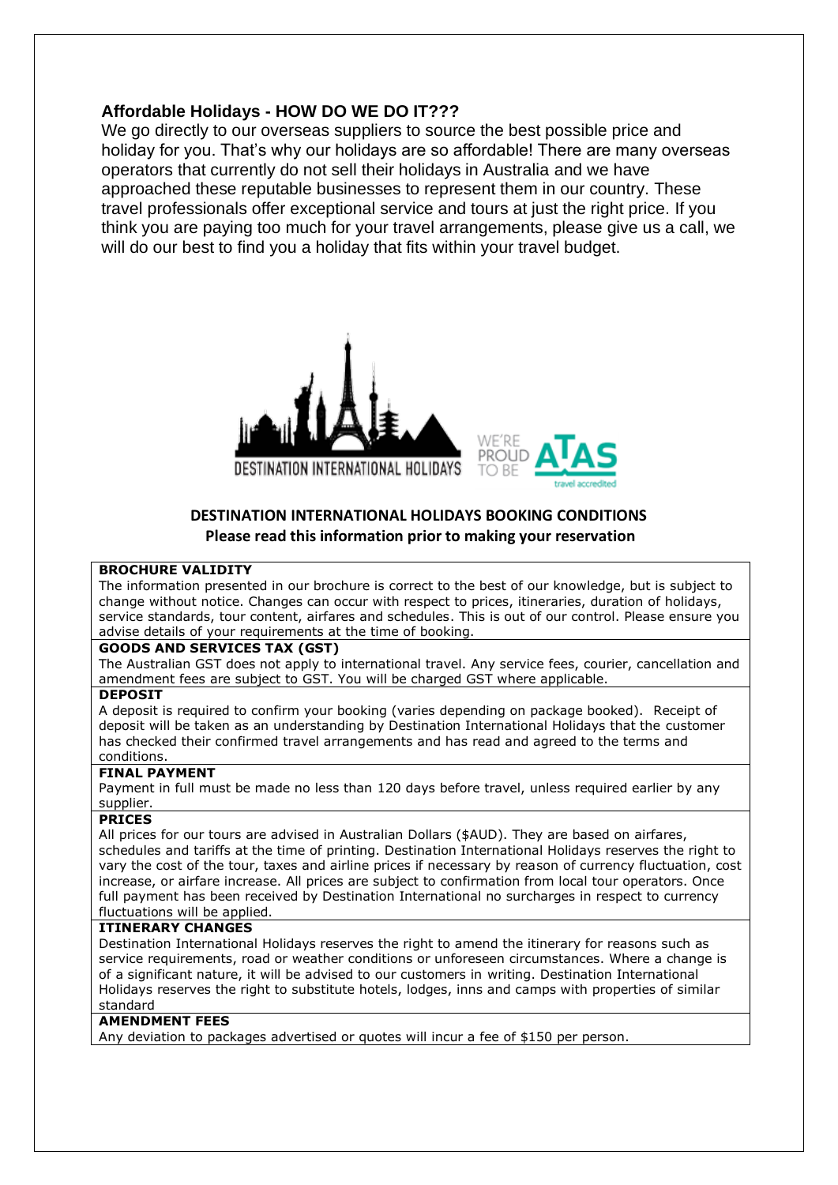## Affordable Holidays - HOW DO WE DO IT???

We go directly to our overseas suppliers to source the best possible price and holiday for you. That's why our holidays are so affordable! There are many overseas operators that currently do not sell their holidays in Australia and we have approached these reputable businesses to represent them in our country. These travel professionals offer exceptional service and tours at just the right price. If you think you are paying too much for your travel arrangements, please give us a call, we will do our best to find you a holiday that fits within your travel budget.

DESTINATION INTERNATIONAL HOLIDAYS

WE'RE PROUD TO BE ATAS travel accredited

## DESTINATION INTERNATIONAL HOLIDAYS BOOKING CONDITIONS

**Please read this information prior to making your reservation**

**BROCHURE VALIDITY**

The information presented in our brochure is correct to the best of our knowledge, but is subject to change without notice. Changes can occur with respect to prices, itineraries, duration of holidays, service standards, tour content, airfares and schedules. This is out of our control. Please ensure you advise details of your requirements at the time of booking.

**GOODS AND SERVICES TAX (GST)**

The Australian GST does not apply to international travel. Any service fees, courier, cancellation and amendment fees are subject to GST. You will be charged GST where applicable.

**DEPOSIT**

A deposit is required to confirm your booking (varies depending on package booked). Receipt of deposit will be taken as an understanding by Destination International Holidays that the customer has checked their confirmed travel arrangements and has read and agreed to the terms and conditions.

**FINAL PAYMENT**

Payment in full must be made no less than 120 days before travel, unless required earlier by any supplier.

**PRICES**

All prices for our tours are advised in Australian Dollars ($AUD). They are based on airfares, schedules and tariffs at the time of printing. Destination International Holidays reserves the right to vary the cost of the tour, taxes and airline prices if necessary by reason of currency fluctuation, cost increase, or airfare increase. All prices are subject to confirmation from local tour operators. Once full payment has been received by Destination International no surcharges in respect to currency fluctuations will be applied.

**ITINERARY CHANGES**

Destination International Holidays reserves the right to amend the itinerary for reasons such as service requirements, road or weather conditions or unforeseen circumstances. Where a change is of a significant nature, it will be advised to our customers in writing. Destination International Holidays reserves the right to substitute hotels, lodges, inns and camps with properties of similar standard

**AMENDMENT FEES**

Any deviation to packages advertised or quotes will incur a fee of $150 per person.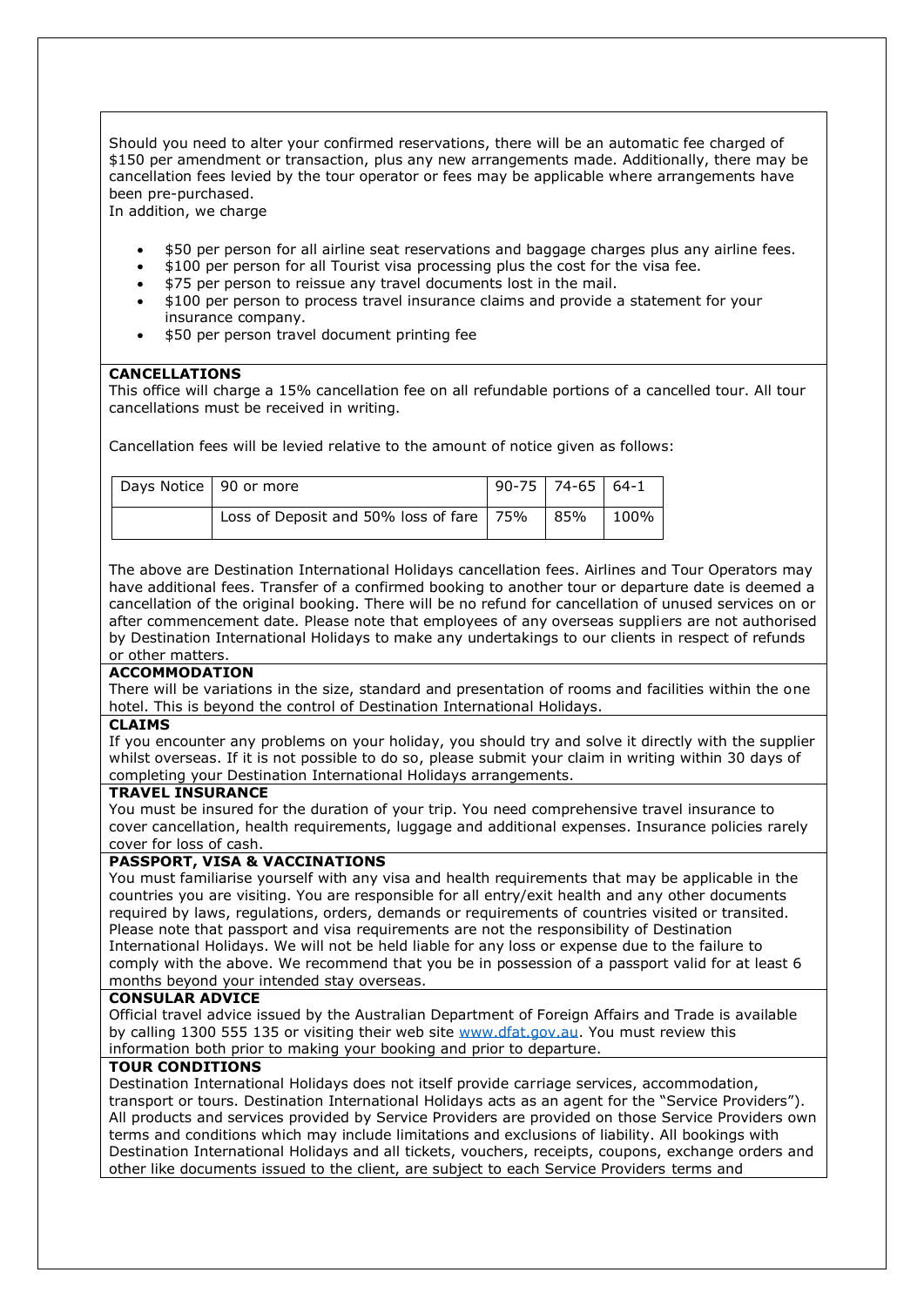Should you need to alter your confirmed reservations, there will be an automatic fee charged of $150 per amendment or transaction, plus any new arrangements made. Additionally, there may be cancellation fees levied by the tour operator or fees may be applicable where arrangements have been pre-purchased.
In addition, we charge

- $50 per person for all airline seat reservations and baggage charges plus any airline fees.
- $100 per person for all Tourist visa processing plus the cost for the visa fee.
- $75 per person to reissue any travel documents lost in the mail.
- $100 per person to process travel insurance claims and provide a statement for your insurance company.
- $50 per person travel document printing fee

**CANCELLATIONS**

This office will charge a 15% cancellation fee on all refundable portions of a cancelled tour. All tour cancellations must be received in writing.

Cancellation fees will be levied relative to the amount of notice given as follows:

| Days Notice | 90 or more | 90-75 | 74-65 | 64-1 |
|---|---|---|---|---|
| | Loss of Deposit and 50% loss of fare | 75% | 85% | 100% |

The above are Destination International Holidays cancellation fees. Airlines and Tour Operators may have additional fees. Transfer of a confirmed booking to another tour or departure date is deemed a cancellation of the original booking. There will be no refund for cancellation of unused services on or after commencement date. Please note that employees of any overseas suppliers are not authorised by Destination International Holidays to make any undertakings to our clients in respect of refunds or other matters.

**ACCOMMODATION**

There will be variations in the size, standard and presentation of rooms and facilities within the one hotel. This is beyond the control of Destination International Holidays.

**CLAIMS**

If you encounter any problems on your holiday, you should try and solve it directly with the supplier whilst overseas. If it is not possible to do so, please submit your claim in writing within 30 days of completing your Destination International Holidays arrangements.

**TRAVEL INSURANCE**

You must be insured for the duration of your trip. You need comprehensive travel insurance to cover cancellation, health requirements, luggage and additional expenses. Insurance policies rarely cover for loss of cash.

**PASSPORT, VISA & VACCINATIONS**

You must familiarise yourself with any visa and health requirements that may be applicable in the countries you are visiting. You are responsible for all entry/exit health and any other documents required by laws, regulations, orders, demands or requirements of countries visited or transited. Please note that passport and visa requirements are not the responsibility of Destination International Holidays. We will not be held liable for any loss or expense due to the failure to comply with the above. We recommend that you be in possession of a passport valid for at least 6 months beyond your intended stay overseas.

**CONSULAR ADVICE**

Official travel advice issued by the Australian Department of Foreign Affairs and Trade is available by calling 1300 555 135 or visiting their web site [www.dfat.gov.au](http://www.dfat.gov.au). You must review this information both prior to making your booking and prior to departure.

**TOUR CONDITIONS**

Destination International Holidays does not itself provide carriage services, accommodation, transport or tours. Destination International Holidays acts as an agent for the "Service Providers"). All products and services provided by Service Providers are provided on those Service Providers own terms and conditions which may include limitations and exclusions of liability. All bookings with Destination International Holidays and all tickets, vouchers, receipts, coupons, exchange orders and other like documents issued to the client, are subject to each Service Providers terms and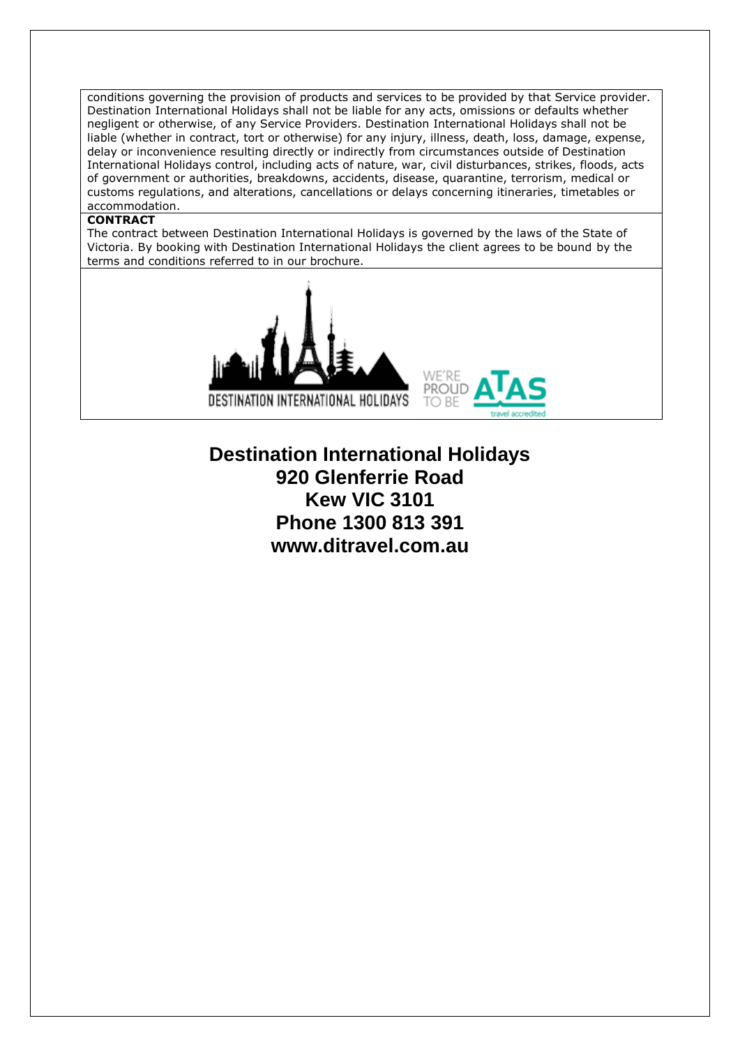conditions governing the provision of products and services to be provided by that Service provider. Destination International Holidays shall not be liable for any acts, omissions or defaults whether negligent or otherwise, of any Service Providers. Destination International Holidays shall not be liable (whether in contract, tort or otherwise) for any injury, illness, death, loss, damage, expense, delay or inconvenience resulting directly or indirectly from circumstances outside of Destination International Holidays control, including acts of nature, war, civil disturbances, strikes, floods, acts of government or authorities, breakdowns, accidents, disease, quarantine, terrorism, medical or customs regulations, and alterations, cancellations or delays concerning itineraries, timetables or accommodation.

**CONTRACT**

The contract between Destination International Holidays is governed by the laws of the State of Victoria. By booking with Destination International Holidays the client agrees to be bound by the terms and conditions referred to in our brochure.

DESTINATION INTERNATIONAL HOLIDAYS

WE'RE PROUD TO BE ATAS travel accredited

**Destination International Holidays**
**920 Glenferrie Road**
**Kew VIC 3101**
**Phone 1300 813 391**
**www.ditravel.com.au**